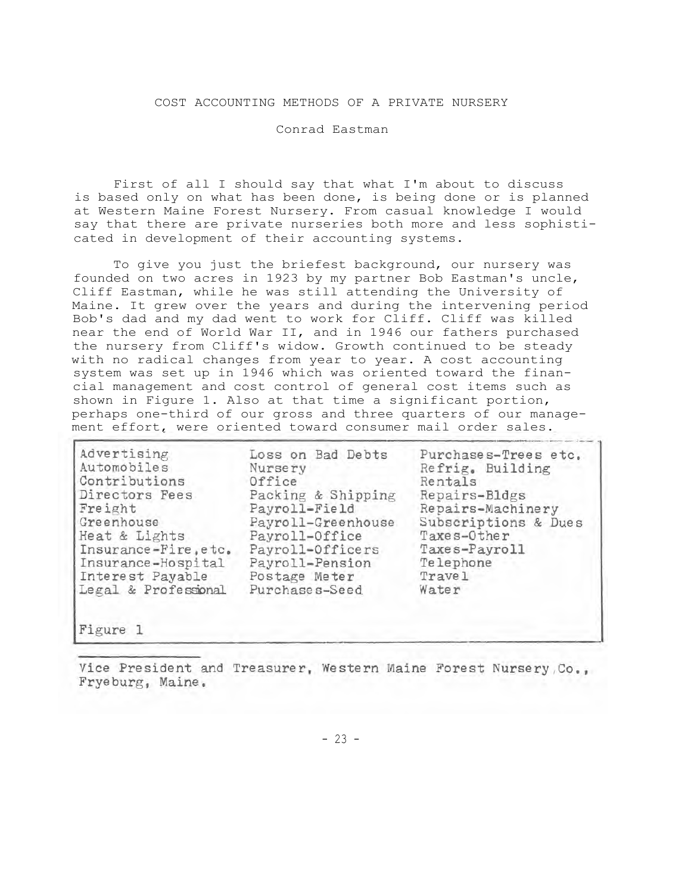# COST ACCOUNTING METHODS OF A PRIVATE NURSERY

Conrad Eastman

First of all I should say that what I'm about to discuss is based only on what has been done, is being done or is planned at Western Maine Forest Nursery. From casual knowledge I would say that there are private nurseries both more and less sophisticated in development of their accounting systems.

To give you just the briefest background, our nursery was founded on two acres in 1923 by my partner Bob Eastman's uncle, Cliff Eastman, while he was still attending the University of Maine. It grew over the years and during the intervening period Bob's dad and my dad went to work for Cliff. Cliff was killed near the end of World War II, and in 1946 our fathers purchased the nursery from Cliff's widow. Growth continued to be steady with no radical changes from year to year. A cost accounting system was set up in 1946 which was oriented toward the financial management and cost control of general cost items such as shown in Figure 1. Also at that time a significant portion, perhaps one-third of our gross and three quarters of our management effort, were oriented toward consumer mail order sales.

| | | |
|---|---|---|
| Advertising | Loss on Bad Debts | Purchases-Trees etc. |
| Automobiles | Nursery | Refrig. Building |
| Contributions | Office | Rentals |
| Directors Fees | Packing & Shipping | Repairs-Bldgs |
| Freight | Payroll-Field | Repairs-Machinery |
| Greenhouse | Payroll-Greenhouse | Subscriptions & Dues |
| Heat & Lights | Payroll-Office | Taxes-Other |
| Insurance-Fire, etc. | Payroll-Officers | Taxes-Payroll |
| Insurance-Hospital | Payroll-Pension | Telephone |
| Interest Payable | Postage Meter | Travel |
| Legal & Professional | Purchases-Seed | Water |

Figure 1

---

Vice President and Treasurer, Western Maine Forest Nursery Co., Fryeburg, Maine.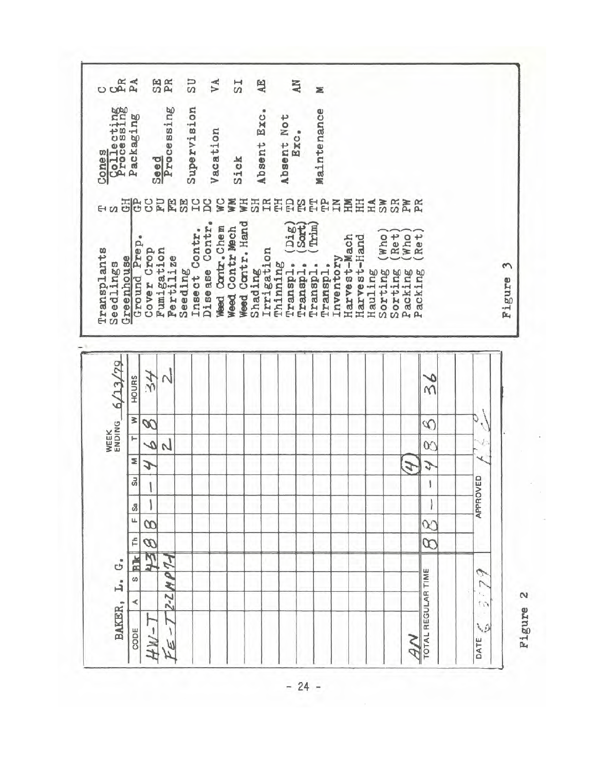| BAKER, L. G. | | | | WEEK ENDING 6/13/79 | | | | | | | |
|---|---|---|---|---|---|---|---|---|---|---|---|
| CODE | A | S | Blk | Th | F | Sa | Su | M | T | W | HOURS |
| HW-T | | | 43 | 8 | 8 | – | – | 4 | 6 | 8 | 34 |
| FE-T | 2-2 | MP | 74 | | | | | | 2 | | 2 |
| | | | | | | | | | | | |
| AN | | | | | | | | (4) | | | |
| TOTAL REGULAR TIME | | | | 8 | 8 | – | – | 4 | 8 | 8 | 36 |
| DATE 6/13/79 | | | | APPROVED | | | | | | | |

Figure 2

| Activity | Code |
|---|---|
| Transplants | T |
| Seedlings | S |
| Greenhouse | GH |
| Ground Prep. | GP |
| Cover Crop | CC |
| Fumigation | FU |
| Fertilize | FE |
| Seeding | SE |
| Insect Contr. | IC |
| Disease Contr. | DC |
| Weed Contr. Chem | WC |
| Weed Contr Mech | WM |
| Weed Contr. Hand | WH |
| Shading | SH |
| Irrigation | IR |
| Thinning | TH |
| Transpl. (Dig) | TD |
| Transpl. (Sort) | TS |
| Transpl. (Trim) | TT |
| Transpl. | TP |
| Inventory | IN |
| Harvest-Mach | HM |
| Harvest-Hand | HH |
| Hauling | HA |
| Sorting (Who) | SW |
| Sorting (Ret) | SR |
| Packing (Who) | PW |
| Packing (Ret) | PR |

| Activity | Code |
|---|---|
| Cones | C |
| Collecting | C |
| Processing | PR |
| Packaging | PA |
| Seed | SE |
| Processing | PR |
| Supervision | SU |
| Vacation | VA |
| Sick | SI |
| Absent Exc. | AE |
| Absent Not Exc. | AN |
| Maintenance | M |

Figure 3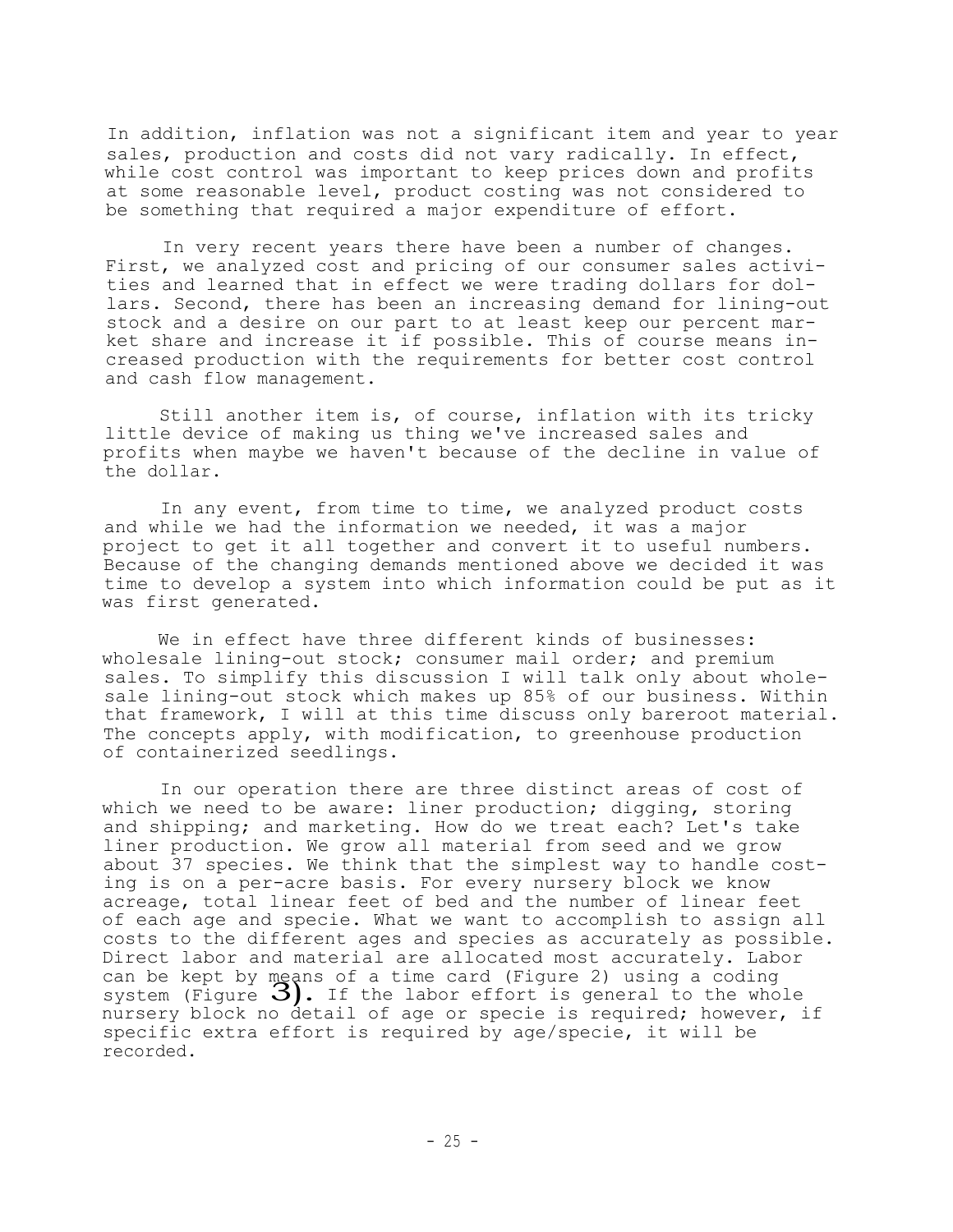In addition, inflation was not a significant item and year to year sales, production and costs did not vary radically. In effect, while cost control was important to keep prices down and profits at some reasonable level, product costing was not considered to be something that required a major expenditure of effort.

In very recent years there have been a number of changes. First, we analyzed cost and pricing of our consumer sales activities and learned that in effect we were trading dollars for dollars. Second, there has been an increasing demand for lining-out stock and a desire on our part to at least keep our percent market share and increase it if possible. This of course means increased production with the requirements for better cost control and cash flow management.

Still another item is, of course, inflation with its tricky little device of making us thing we've increased sales and profits when maybe we haven't because of the decline in value of the dollar.

In any event, from time to time, we analyzed product costs and while we had the information we needed, it was a major project to get it all together and convert it to useful numbers. Because of the changing demands mentioned above we decided it was time to develop a system into which information could be put as it was first generated.

We in effect have three different kinds of businesses: wholesale lining-out stock; consumer mail order; and premium sales. To simplify this discussion I will talk only about wholesale lining-out stock which makes up 85% of our business. Within that framework, I will at this time discuss only bareroot material. The concepts apply, with modification, to greenhouse production of containerized seedlings.

In our operation there are three distinct areas of cost of which we need to be aware: liner production; digging, storing and shipping; and marketing. How do we treat each? Let's take liner production. We grow all material from seed and we grow about 37 species. We think that the simplest way to handle costing is on a per-acre basis. For every nursery block we know acreage, total linear feet of bed and the number of linear feet of each age and specie. What we want to accomplish to assign all costs to the different ages and species as accurately as possible. Direct labor and material are allocated most accurately. Labor can be kept by means of a time card (Figure 2) using a coding system (Figure 3). If the labor effort is general to the whole nursery block no detail of age or specie is required; however, if specific extra effort is required by age/specie, it will be recorded.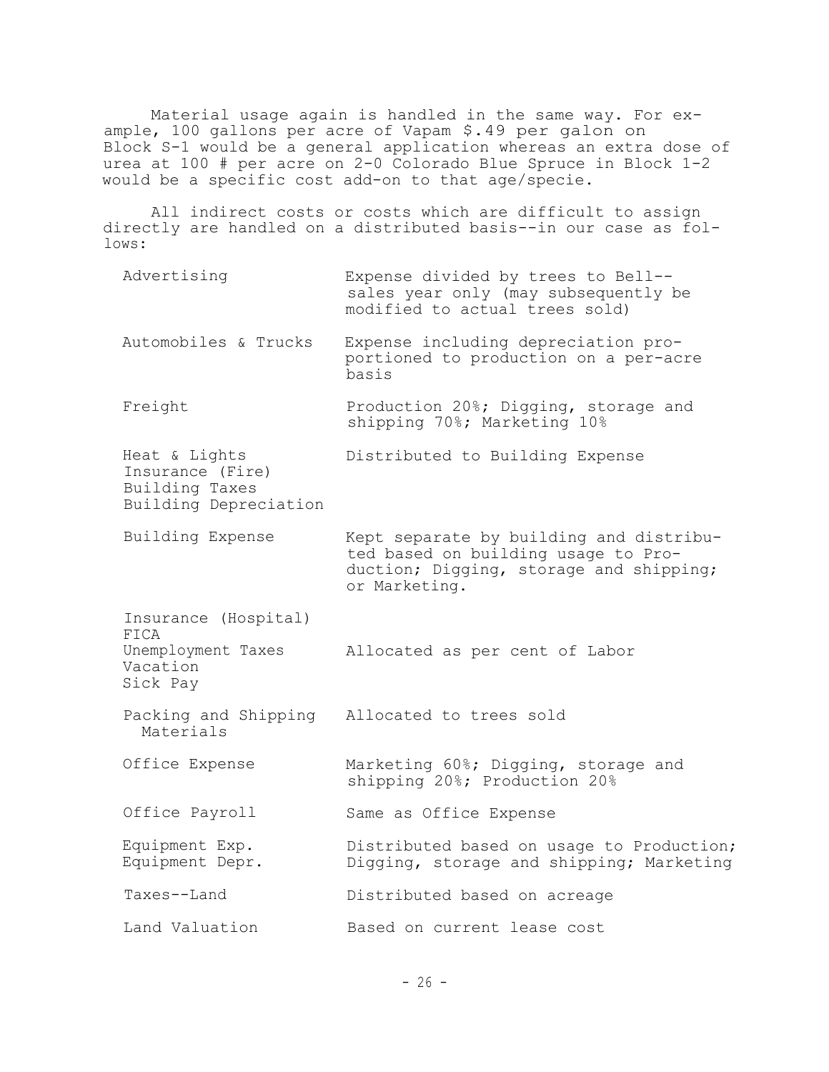Material usage again is handled in the same way. For example, 100 gallons per acre of Vapam $.49 per galon on Block S-1 would be a general application whereas an extra dose of urea at 100 # per acre on 2-0 Colorado Blue Spruce in Block 1-2 would be a specific cost add-on to that age/specie.

All indirect costs or costs which are difficult to assign directly are handled on a distributed basis--in our case as follows:

| | |
|---|---|
| Advertising | Expense divided by trees to Bell--sales year only (may subsequently be modified to actual trees sold) |
| Automobiles & Trucks | Expense including depreciation proportioned to production on a per-acre basis |
| Freight | Production 20%; Digging, storage and shipping 70%; Marketing 10% |
| Heat & Lights<br>Insurance (Fire)<br>Building Taxes<br>Building Depreciation | Distributed to Building Expense |
| Building Expense | Kept separate by building and distributed based on building usage to Production; Digging, storage and shipping; or Marketing. |
| Insurance (Hospital)<br>FICA<br>Unemployment Taxes<br>Vacation<br>Sick Pay | Allocated as per cent of Labor |
| Packing and Shipping Materials | Allocated to trees sold |
| Office Expense | Marketing 60%; Digging, storage and shipping 20%; Production 20% |
| Office Payroll | Same as Office Expense |
| Equipment Exp.<br>Equipment Depr. | Distributed based on usage to Production; Digging, storage and shipping; Marketing |
| Taxes--Land | Distributed based on acreage |
| Land Valuation | Based on current lease cost |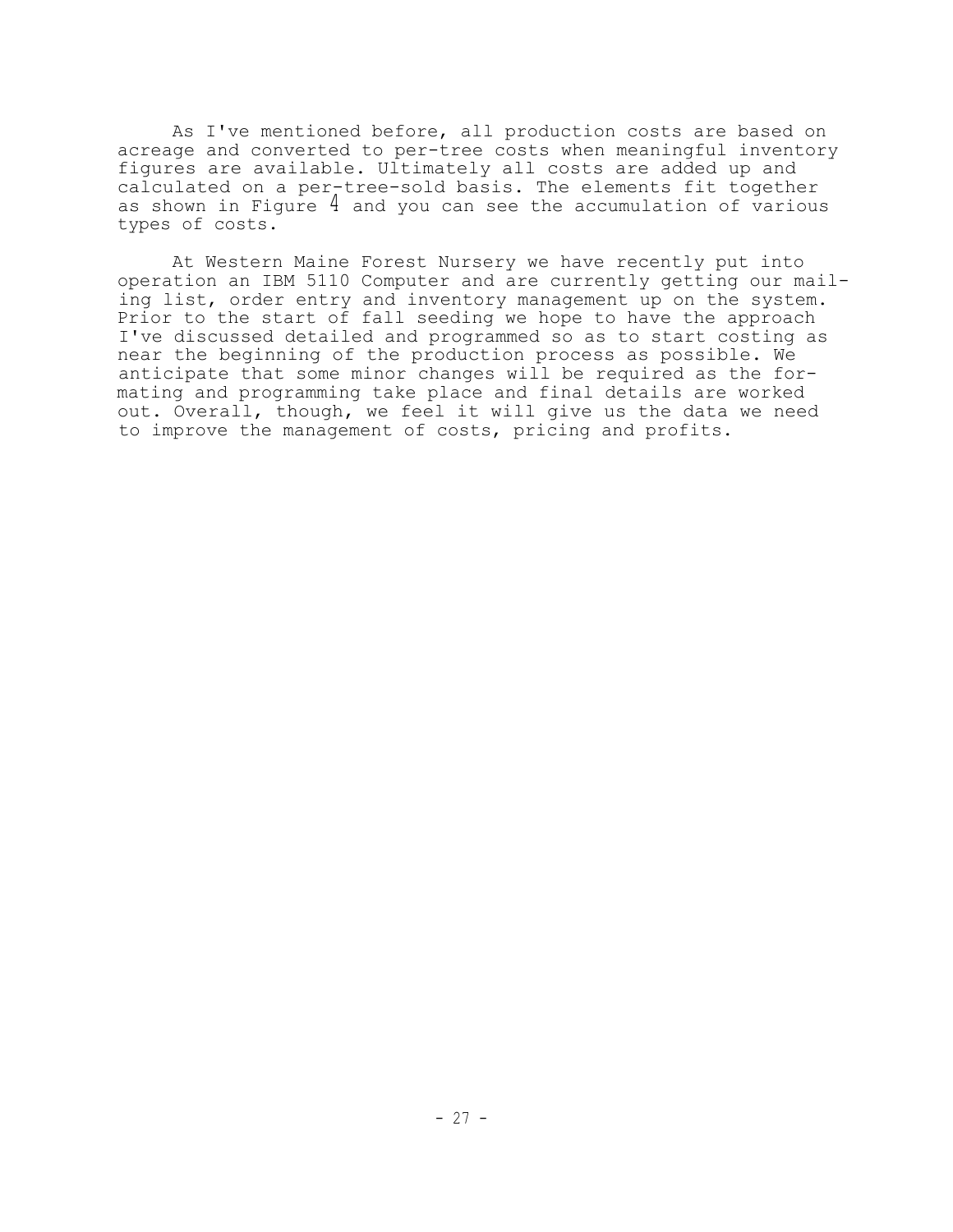As I've mentioned before, all production costs are based on acreage and converted to per-tree costs when meaningful inventory figures are available. Ultimately all costs are added up and calculated on a per-tree-sold basis. The elements fit together as shown in Figure 4 and you can see the accumulation of various types of costs.

At Western Maine Forest Nursery we have recently put into operation an IBM 5110 Computer and are currently getting our mailing list, order entry and inventory management up on the system. Prior to the start of fall seeding we hope to have the approach I've discussed detailed and programmed so as to start costing as near the beginning of the production process as possible. We anticipate that some minor changes will be required as the formating and programming take place and final details are worked out. Overall, though, we feel it will give us the data we need to improve the management of costs, pricing and profits.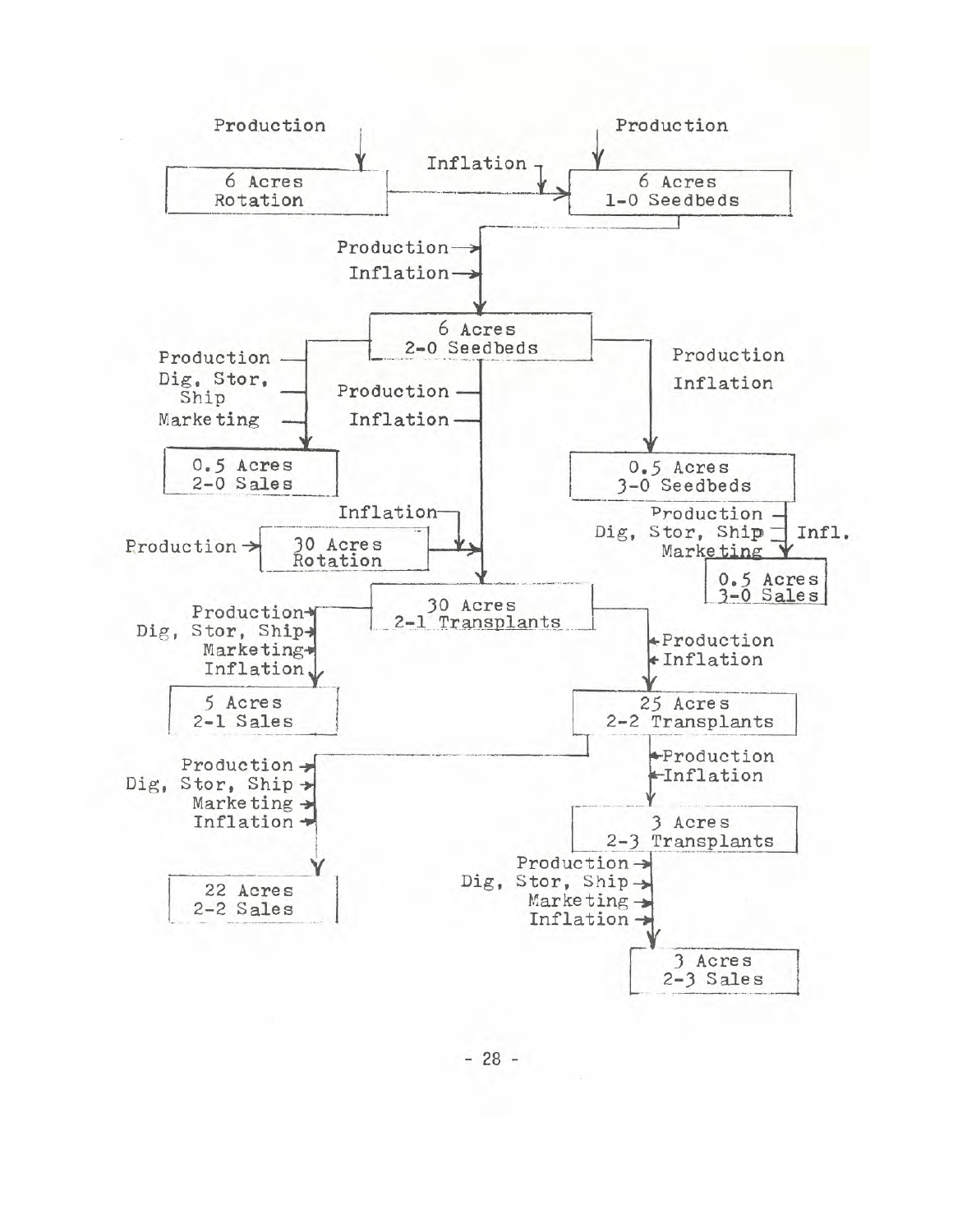Production

6 Acres
Rotation

Inflation

Production

6 Acres
1-0 Seedbeds

Production
Inflation

6 Acres
2-0 Seedbeds

Production
Dig, Stor, Ship
Marketing

0.5 Acres
2-0 Sales

Production
Inflation

Production
Inflation

0.5 Acres
3-0 Seedbeds

Production
Dig, Stor, Ship
Marketing
Infl.

0.5 Acres
3-0 Sales

Inflation

Production

30 Acres
Rotation

30 Acres
2-1 Transplants

Production
Dig, Stor, Ship
Marketing
Inflation

5 Acres
2-1 Sales

Production
Inflation

25 Acres
2-2 Transplants

Production
Dig, Stor, Ship
Marketing
Inflation

22 Acres
2-2 Sales

Production
Inflation

3 Acres
2-3 Transplants

Production
Dig, Stor, Ship
Marketing
Inflation

3 Acres
2-3 Sales